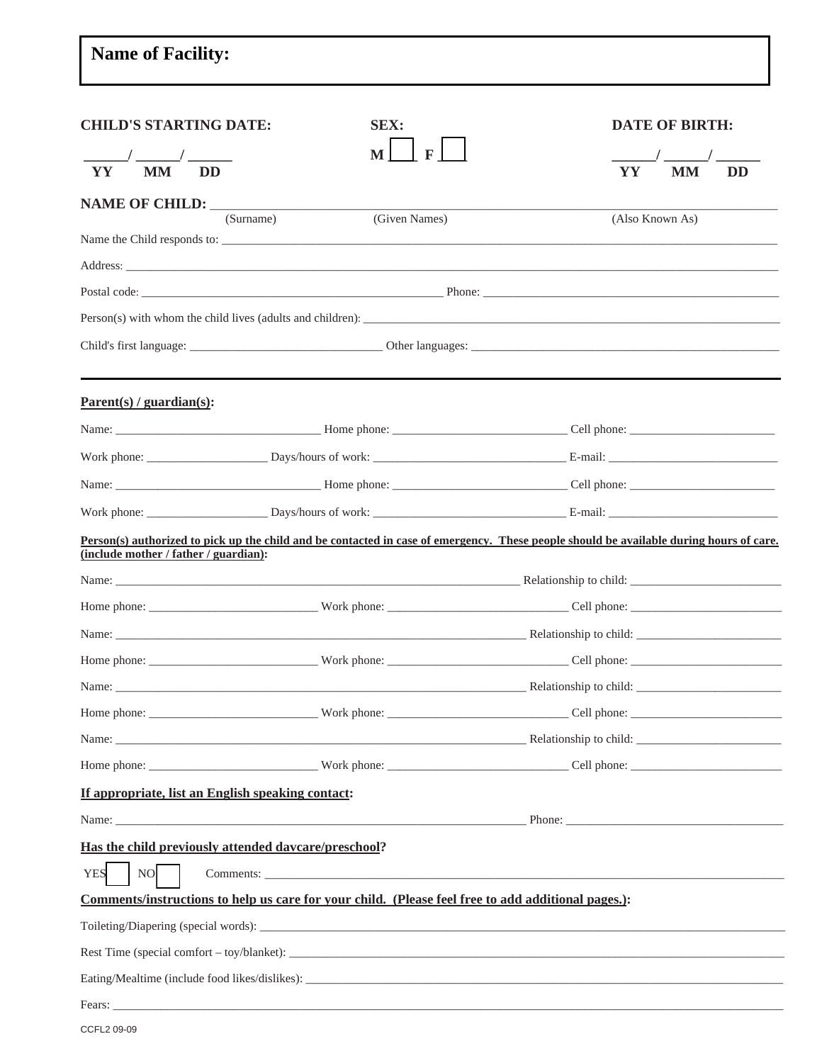**Name of Facility:**

**CHILD'S STARTING DATE:** ______/ ______/ ______
**YY MM DD**

**SEX:** **M** ☐ **F** ☐

**DATE OF BIRTH:** ______/ ______/ ______
**YY MM DD**

**NAME OF CHILD:** ________________________________________________
(Surname) (Given Names) (Also Known As)

Name the Child responds to: ________________________________________________

Address: ________________________________________________

Postal code: ________________________ Phone: ________________________

Person(s) with whom the child lives (adults and children): ________________________________________________

Child's first language: ________________________ Other languages: ________________________

---

**Parent(s) / guardian(s):**

Name: ________________________ Home phone: ________________________ Cell phone: ________________________

Work phone: ________________ Days/hours of work: ________________________ E-mail: ________________________

Name: ________________________ Home phone: ________________________ Cell phone: ________________________

Work phone: ________________ Days/hours of work: ________________________ E-mail: ________________________

**Person(s) authorized to pick up the child and be contacted in case of emergency. These people should be available during hours of care. (include mother / father / guardian):**

Name: ________________________________________________ Relationship to child: ________________________

Home phone: ________________________ Work phone: ________________________ Cell phone: ________________________

Name: ________________________________________________ Relationship to child: ________________________

Home phone: ________________________ Work phone: ________________________ Cell phone: ________________________

Name: ________________________________________________ Relationship to child: ________________________

Home phone: ________________________ Work phone: ________________________ Cell phone: ________________________

Name: ________________________________________________ Relationship to child: ________________________

Home phone: ________________________ Work phone: ________________________ Cell phone: ________________________

**If appropriate, list an English speaking contact:**

Name: ________________________________________________ Phone: ________________________

**Has the child previously attended davcare/preschool?**

YES ☐ NO ☐ Comments: ________________________________________________

**Comments/instructions to help us care for your child. (Please feel free to add additional pages.):**

Toileting/Diapering (special words): ________________________________________________

Rest Time (special comfort – toy/blanket): ________________________________________________

Eating/Mealtime (include food likes/dislikes): ________________________________________________

Fears: ________________________________________________

CCFL2 09-09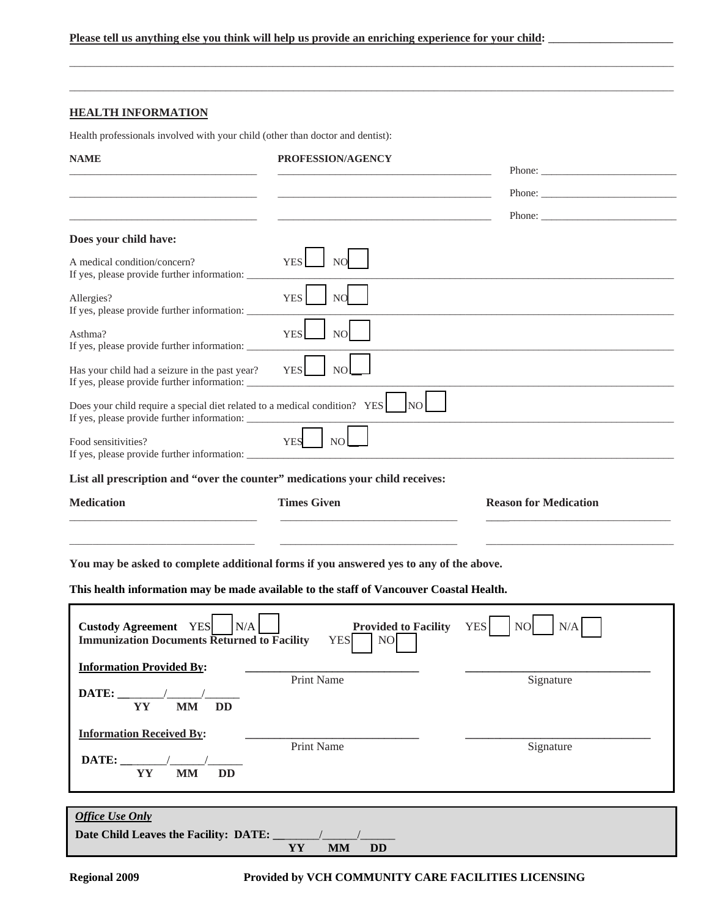**Please tell us anything else you think will help us provide an enriching experience for your child:** ____________________

______________________________________________________________________________________________

______________________________________________________________________________________________

**HEALTH INFORMATION**

Health professionals involved with your child (other than doctor and dentist):

| NAME | PROFESSION/AGENCY | |
|---|---|---|
| ____________________ | ____________________ | Phone: ____________________ |
| ____________________ | ____________________ | Phone: ____________________ |
| ____________________ | ____________________ | Phone: ____________________ |

**Does your child have:**

A medical condition/concern? YES ☐ NO ☐
If yes, please provide further information: ____________________

Allergies? YES ☐ NO ☐
If yes, please provide further information: ____________________

Asthma? YES ☐ NO ☐
If yes, please provide further information: ____________________

Has your child had a seizure in the past year? YES ☐ NO ☐
If yes, please provide further information: ____________________

Does your child require a special diet related to a medical condition? YES ☐ NO ☐
If yes, please provide further information: ____________________

Food sensitivities? YES ☐ NO ☐
If yes, please provide further information: ____________________

**List all prescription and "over the counter" medications your child receives:**

| Medication | Times Given | Reason for Medication |
|---|---|---|
| ____________________ | ____________________ | ____________________ |
| ____________________ | ____________________ | ____________________ |

**You may be asked to complete additional forms if you answered yes to any of the above.**

**This health information may be made available to the staff of Vancouver Coastal Health.**

**Custody Agreement** YES ☐ N/A ☐ **Provided to Facility** YES ☐ NO ☐ N/A ☐
**Immunization Documents Returned to Facility** YES ☐ NO ☐

**Information Provided By:** ____________________ ____________________
Print Name Signature

**DATE:** ______/______/______
YY MM DD

**Information Received By:** ____________________ ____________________
Print Name Signature

**DATE:** ______/______/______
YY MM DD

***Office Use Only***
**Date Child Leaves the Facility: DATE:** ______/______/______
YY MM DD

**Regional 2009** **Provided by VCH COMMUNITY CARE FACILITIES LICENSING**